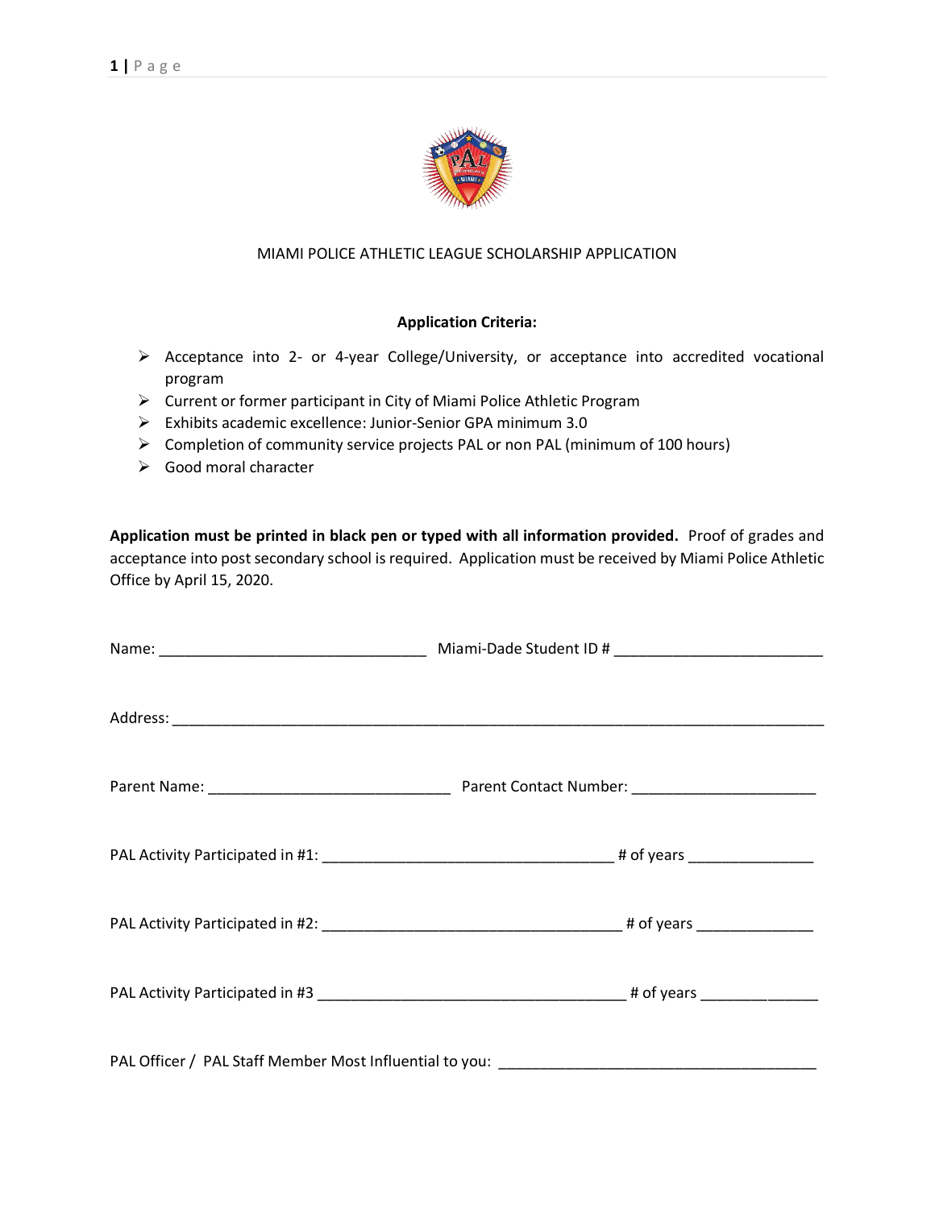# MIAMI POLICE ATHLETIC LEAGUE SCHOLARSHIP APPLICATION

**Application Criteria:**

- Acceptance into 2- or 4-year College/University, or acceptance into accredited vocational program
- Current or former participant in City of Miami Police Athletic Program
- Exhibits academic excellence: Junior-Senior GPA minimum 3.0
- Completion of community service projects PAL or non PAL (minimum of 100 hours)
- Good moral character

**Application must be printed in black pen or typed with all information provided.** Proof of grades and acceptance into post secondary school is required. Application must be received by Miami Police Athletic Office by April 15, 2020.

Name: _______________________________ Miami-Dade Student ID # ________________________

Address: ____________________________________________________________________________

Parent Name: ____________________________ Parent Contact Number: _____________________

PAL Activity Participated in #1: _________________________________ # of years ______________

PAL Activity Participated in #2: __________________________________ # of years _____________

PAL Activity Participated in #3 ___________________________________ # of years _____________

PAL Officer / PAL Staff Member Most Influential to you: ____________________________________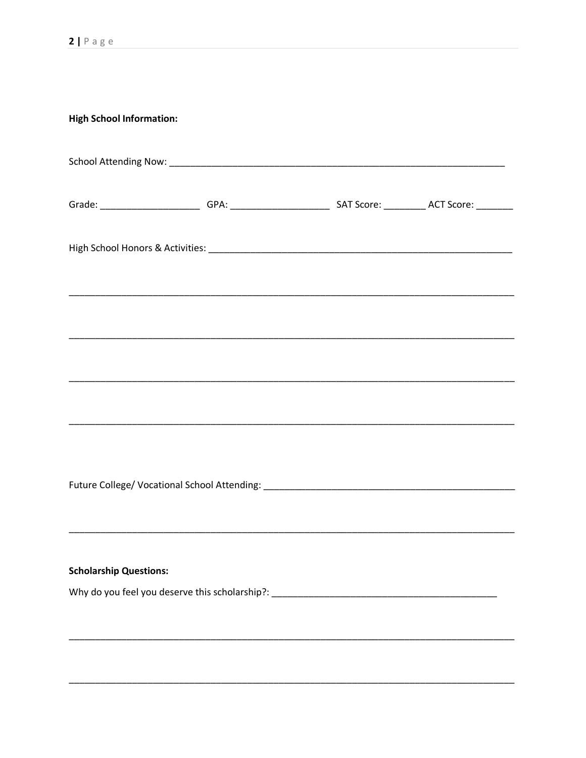**High School Information:**

School Attending Now: ___________________________________________________________________

Grade: ___________________ GPA: ___________________ SAT Score: ________ ACT Score: _______

High School Honors & Activities: ____________________________________________________________

_____________________________________________________________________________________

_____________________________________________________________________________________

_____________________________________________________________________________________

_____________________________________________________________________________________

Future College/ Vocational School Attending: _________________________________________________

_____________________________________________________________________________________

**Scholarship Questions:**

Why do you feel you deserve this scholarship?: _____________________________________________

_____________________________________________________________________________________

_____________________________________________________________________________________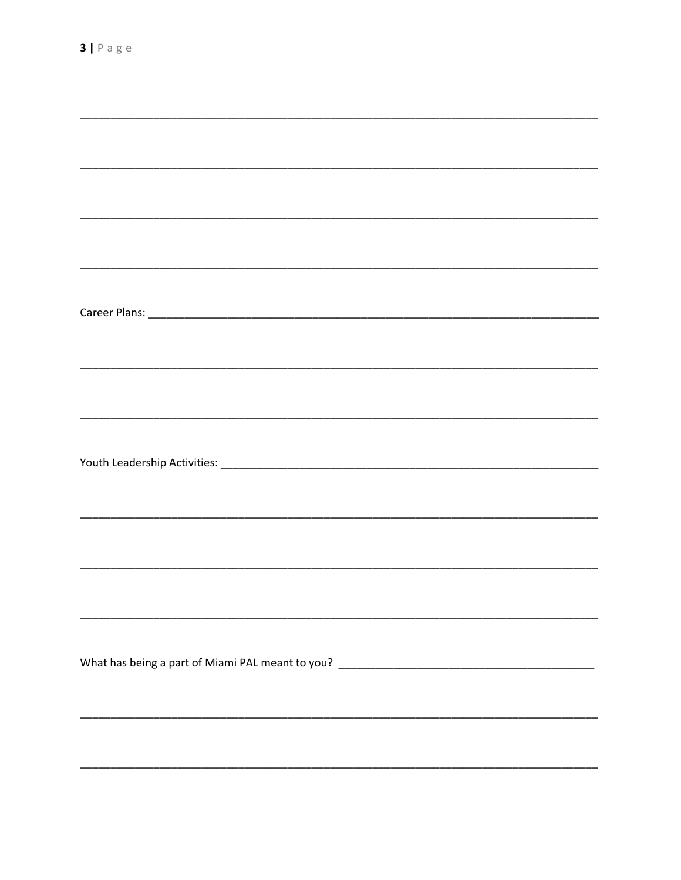______________________________________________________________________________

______________________________________________________________________________

______________________________________________________________________________

______________________________________________________________________________

Career Plans: ________________________________________________________________

______________________________________________________________________________

______________________________________________________________________________

Youth Leadership Activities: ____________________________________________________

______________________________________________________________________________

______________________________________________________________________________

______________________________________________________________________________

What has being a part of Miami PAL meant to you? _________________________________

______________________________________________________________________________

______________________________________________________________________________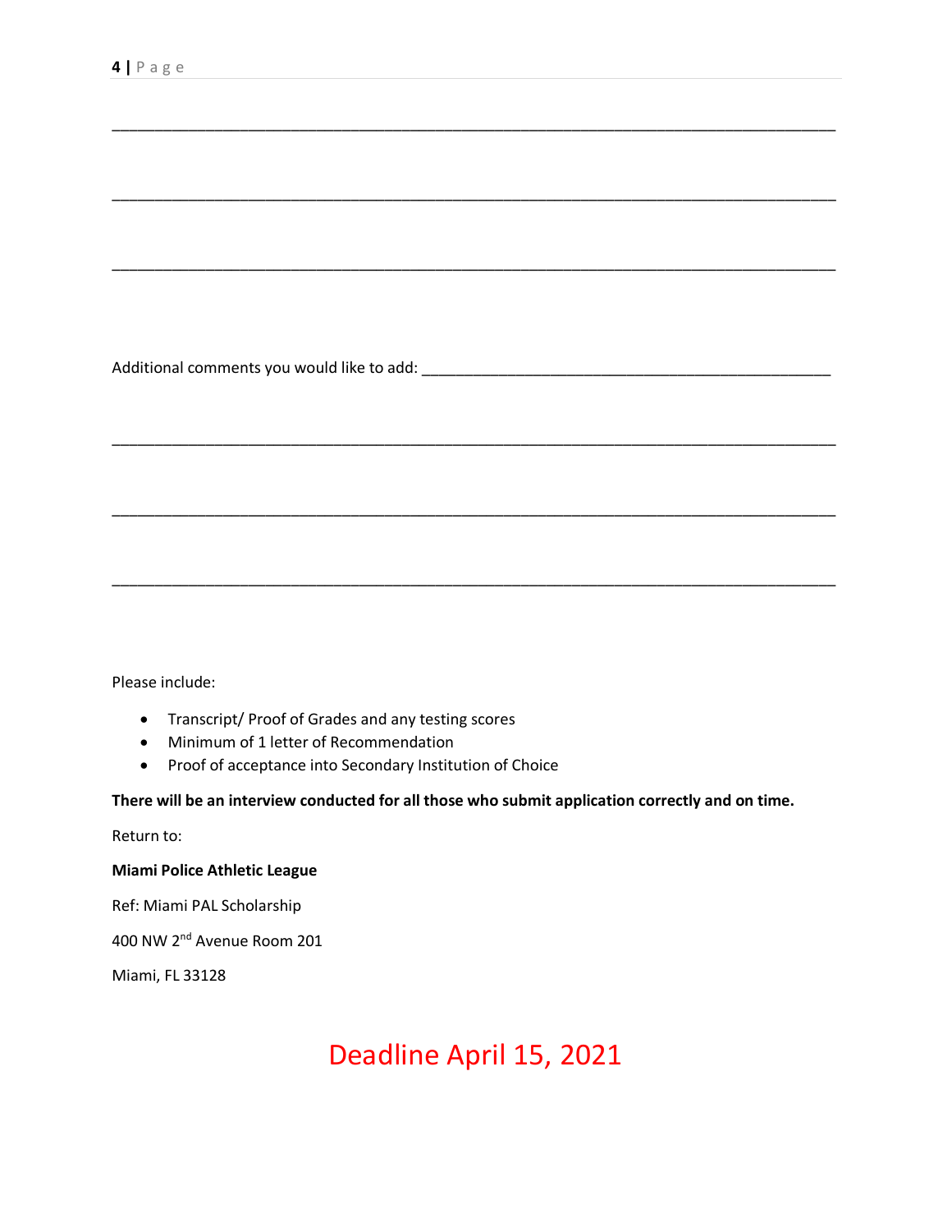________________________________________________________________________________

________________________________________________________________________________

________________________________________________________________________________

Additional comments you would like to add: ______________________________________________

________________________________________________________________________________

________________________________________________________________________________

________________________________________________________________________________

Please include:

- Transcript/ Proof of Grades and any testing scores
- Minimum of 1 letter of Recommendation
- Proof of acceptance into Secondary Institution of Choice

**There will be an interview conducted for all those who submit application correctly and on time.**

Return to:

**Miami Police Athletic League**

Ref: Miami PAL Scholarship

400 NW 2nd Avenue Room 201

Miami, FL 33128

Deadline April 15, 2021